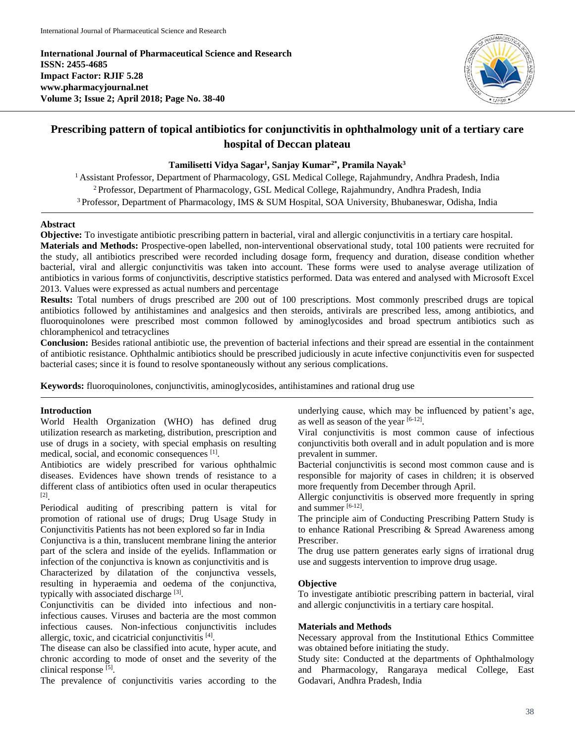**International Journal of Pharmaceutical Science and Research**
**ISSN: 2455-4685**
**Impact Factor: RJIF 5.28**
**www.pharmacyjournal.net**
**Volume 3; Issue 2; April 2018; Page No. 38-40**

# Prescribing pattern of topical antibiotics for conjunctivitis in ophthalmology unit of a tertiary care hospital of Deccan plateau

**Tamilisetti Vidya Sagar[1], Sanjay Kumar[2*], Pramila Nayak[3]**

[1] Assistant Professor, Department of Pharmacology, GSL Medical College, Rajahmundry, Andhra Pradesh, India
[2] Professor, Department of Pharmacology, GSL Medical College, Rajahmundry, Andhra Pradesh, India
[3] Professor, Department of Pharmacology, IMS & SUM Hospital, SOA University, Bhubaneswar, Odisha, India

## Abstract

**Objective:** To investigate antibiotic prescribing pattern in bacterial, viral and allergic conjunctivitis in a tertiary care hospital.

**Materials and Methods:** Prospective-open labelled, non-interventional observational study, total 100 patients were recruited for the study, all antibiotics prescribed were recorded including dosage form, frequency and duration, disease condition whether bacterial, viral and allergic conjunctivitis was taken into account. These forms were used to analyse average utilization of antibiotics in various forms of conjunctivitis, descriptive statistics performed. Data was entered and analysed with Microsoft Excel 2013. Values were expressed as actual numbers and percentage

**Results:** Total numbers of drugs prescribed are 200 out of 100 prescriptions. Most commonly prescribed drugs are topical antibiotics followed by antihistamines and analgesics and then steroids, antivirals are prescribed less, among antibiotics, and fluoroquinolones were prescribed most common followed by aminoglycosides and broad spectrum antibiotics such as chloramphenicol and tetracyclines

**Conclusion:** Besides rational antibiotic use, the prevention of bacterial infections and their spread are essential in the containment of antibiotic resistance. Ophthalmic antibiotics should be prescribed judiciously in acute infective conjunctivitis even for suspected bacterial cases; since it is found to resolve spontaneously without any serious complications.

**Keywords:** fluoroquinolones, conjunctivitis, aminoglycosides, antihistamines and rational drug use

## Introduction

World Health Organization (WHO) has defined drug utilization research as marketing, distribution, prescription and use of drugs in a society, with special emphasis on resulting medical, social, and economic consequences [1].

Antibiotics are widely prescribed for various ophthalmic diseases. Evidences have shown trends of resistance to a different class of antibiotics often used in ocular therapeutics [2].

Periodical auditing of prescribing pattern is vital for promotion of rational use of drugs; Drug Usage Study in Conjunctivitis Patients has not been explored so far in India

Conjunctiva is a thin, translucent membrane lining the anterior part of the sclera and inside of the eyelids. Inflammation or infection of the conjunctiva is known as conjunctivitis and is

Characterized by dilatation of the conjunctiva vessels, resulting in hyperaemia and oedema of the conjunctiva, typically with associated discharge [3].

Conjunctivitis can be divided into infectious and non-infectious causes. Viruses and bacteria are the most common infectious causes. Non-infectious conjunctivitis includes allergic, toxic, and cicatricial conjunctivitis [4].

The disease can also be classified into acute, hyper acute, and chronic according to mode of onset and the severity of the clinical response [5].

The prevalence of conjunctivitis varies according to the underlying cause, which may be influenced by patient's age, as well as season of the year [6-12].

Viral conjunctivitis is most common cause of infectious conjunctivitis both overall and in adult population and is more prevalent in summer.

Bacterial conjunctivitis is second most common cause and is responsible for majority of cases in children; it is observed more frequently from December through April.

Allergic conjunctivitis is observed more frequently in spring and summer [6-12].

The principle aim of Conducting Prescribing Pattern Study is to enhance Rational Prescribing & Spread Awareness among Prescriber.

The drug use pattern generates early signs of irrational drug use and suggests intervention to improve drug usage.

## Objective

To investigate antibiotic prescribing pattern in bacterial, viral and allergic conjunctivitis in a tertiary care hospital.

## Materials and Methods

Necessary approval from the Institutional Ethics Committee was obtained before initiating the study.

Study site: Conducted at the departments of Ophthalmology and Pharmacology, Rangaraya medical College, East Godavari, Andhra Pradesh, India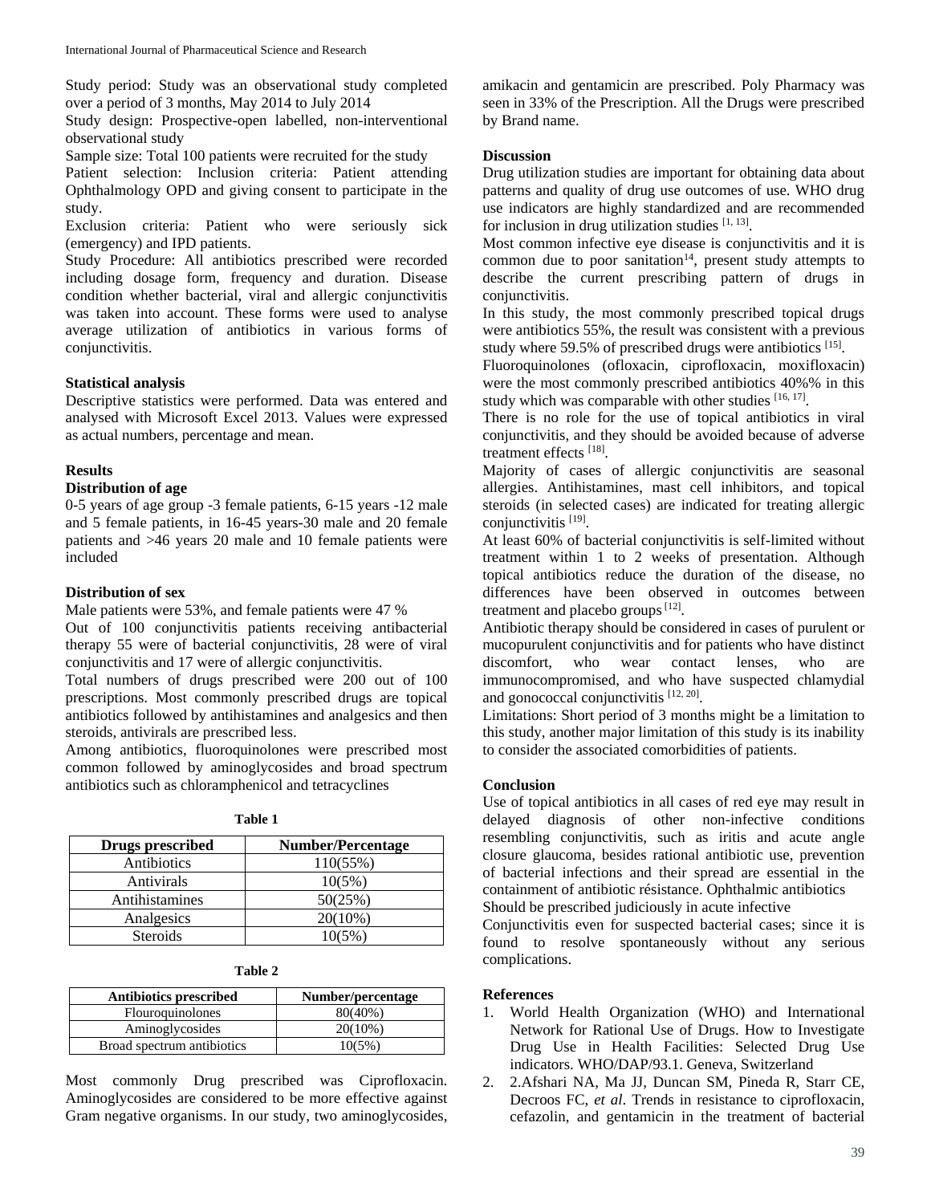Study period: Study was an observational study completed over a period of 3 months, May 2014 to July 2014

Study design: Prospective-open labelled, non-interventional observational study

Sample size: Total 100 patients were recruited for the study

Patient selection: Inclusion criteria: Patient attending Ophthalmology OPD and giving consent to participate in the study.

Exclusion criteria: Patient who were seriously sick (emergency) and IPD patients.

Study Procedure: All antibiotics prescribed were recorded including dosage form, frequency and duration. Disease condition whether bacterial, viral and allergic conjunctivitis was taken into account. These forms were used to analyse average utilization of antibiotics in various forms of conjunctivitis.

**Statistical analysis**

Descriptive statistics were performed. Data was entered and analysed with Microsoft Excel 2013. Values were expressed as actual numbers, percentage and mean.

**Results**

**Distribution of age**

0-5 years of age group -3 female patients, 6-15 years -12 male and 5 female patients, in 16-45 years-30 male and 20 female patients and >46 years 20 male and 10 female patients were included

**Distribution of sex**

Male patients were 53%, and female patients were 47 %

Out of 100 conjunctivitis patients receiving antibacterial therapy 55 were of bacterial conjunctivitis, 28 were of viral conjunctivitis and 17 were of allergic conjunctivitis.

Total numbers of drugs prescribed were 200 out of 100 prescriptions. Most commonly prescribed drugs are topical antibiotics followed by antihistamines and analgesics and then steroids, antivirals are prescribed less.

Among antibiotics, fluoroquinolones were prescribed most common followed by aminoglycosides and broad spectrum antibiotics such as chloramphenicol and tetracyclines

**Table 1**

| Drugs prescribed | Number/Percentage |
|---|---|
| Antibiotics | 110(55%) |
| Antivirals | 10(5%) |
| Antihistamines | 50(25%) |
| Analgesics | 20(10%) |
| Steroids | 10(5%) |

**Table 2**

| Antibiotics prescribed | Number/percentage |
|---|---|
| Flouroquinolones | 80(40%) |
| Aminoglycosides | 20(10%) |
| Broad spectrum antibiotics | 10(5%) |

Most commonly Drug prescribed was Ciprofloxacin. Aminoglycosides are considered to be more effective against Gram negative organisms. In our study, two aminoglycosides, amikacin and gentamicin are prescribed. Poly Pharmacy was seen in 33% of the Prescription. All the Drugs were prescribed by Brand name.

**Discussion**

Drug utilization studies are important for obtaining data about patterns and quality of drug use outcomes of use. WHO drug use indicators are highly standardized and are recommended for inclusion in drug utilization studies [1, 13].

Most common infective eye disease is conjunctivitis and it is common due to poor sanitation[14], present study attempts to describe the current prescribing pattern of drugs in conjunctivitis.

In this study, the most commonly prescribed topical drugs were antibiotics 55%, the result was consistent with a previous study where 59.5% of prescribed drugs were antibiotics [15].

Fluoroquinolones (ofloxacin, ciprofloxacin, moxifloxacin) were the most commonly prescribed antibiotics 40%% in this study which was comparable with other studies [16, 17].

There is no role for the use of topical antibiotics in viral conjunctivitis, and they should be avoided because of adverse treatment effects [18].

Majority of cases of allergic conjunctivitis are seasonal allergies. Antihistamines, mast cell inhibitors, and topical steroids (in selected cases) are indicated for treating allergic conjunctivitis [19].

At least 60% of bacterial conjunctivitis is self-limited without treatment within 1 to 2 weeks of presentation. Although topical antibiotics reduce the duration of the disease, no differences have been observed in outcomes between treatment and placebo groups [12].

Antibiotic therapy should be considered in cases of purulent or mucopurulent conjunctivitis and for patients who have distinct discomfort, who wear contact lenses, who are immunocompromised, and who have suspected chlamydial and gonococcal conjunctivitis [12, 20].

Limitations: Short period of 3 months might be a limitation to this study, another major limitation of this study is its inability to consider the associated comorbidities of patients.

**Conclusion**

Use of topical antibiotics in all cases of red eye may result in delayed diagnosis of other non-infective conditions resembling conjunctivitis, such as iritis and acute angle closure glaucoma, besides rational antibiotic use, prevention of bacterial infections and their spread are essential in the containment of antibiotic résistance. Ophthalmic antibiotics Should be prescribed judiciously in acute infective

Conjunctivitis even for suspected bacterial cases; since it is found to resolve spontaneously without any serious complications.

**References**

1. World Health Organization (WHO) and International Network for Rational Use of Drugs. How to Investigate Drug Use in Health Facilities: Selected Drug Use indicators. WHO/DAP/93.1. Geneva, Switzerland
2. 2.Afshari NA, Ma JJ, Duncan SM, Pineda R, Starr CE, Decroos FC, *et al*. Trends in resistance to ciprofloxacin, cefazolin, and gentamicin in the treatment of bacterial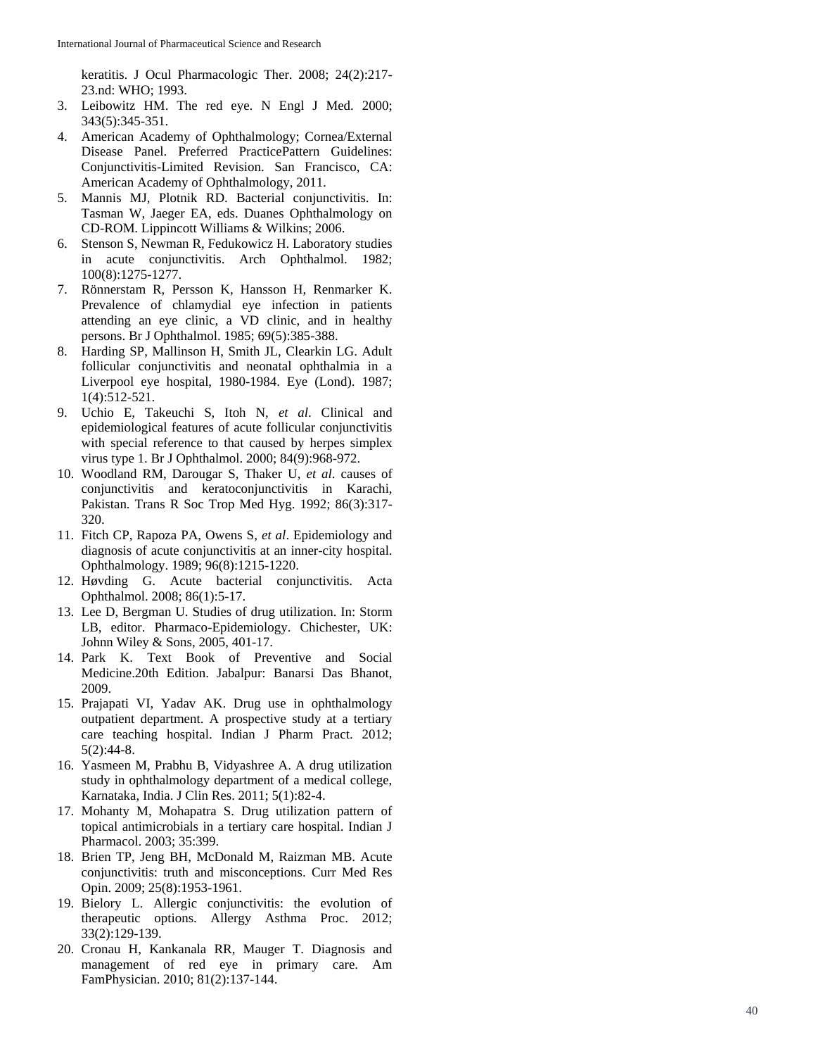keratitis. J Ocul Pharmacologic Ther. 2008; 24(2):217-23.nd: WHO; 1993.

3. Leibowitz HM. The red eye. N Engl J Med. 2000; 343(5):345-351.
4. American Academy of Ophthalmology; Cornea/External Disease Panel. Preferred PracticePattern Guidelines: Conjunctivitis-Limited Revision. San Francisco, CA: American Academy of Ophthalmology, 2011.
5. Mannis MJ, Plotnik RD. Bacterial conjunctivitis. In: Tasman W, Jaeger EA, eds. Duanes Ophthalmology on CD-ROM. Lippincott Williams & Wilkins; 2006.
6. Stenson S, Newman R, Fedukowicz H. Laboratory studies in acute conjunctivitis. Arch Ophthalmol. 1982; 100(8):1275-1277.
7. Rönnerstam R, Persson K, Hansson H, Renmarker K. Prevalence of chlamydial eye infection in patients attending an eye clinic, a VD clinic, and in healthy persons. Br J Ophthalmol. 1985; 69(5):385-388.
8. Harding SP, Mallinson H, Smith JL, Clearkin LG. Adult follicular conjunctivitis and neonatal ophthalmia in a Liverpool eye hospital, 1980-1984. Eye (Lond). 1987; 1(4):512-521.
9. Uchio E, Takeuchi S, Itoh N, *et al*. Clinical and epidemiological features of acute follicular conjunctivitis with special reference to that caused by herpes simplex virus type 1. Br J Ophthalmol. 2000; 84(9):968-972.
10. Woodland RM, Darougar S, Thaker U, *et al*. causes of conjunctivitis and keratoconjunctivitis in Karachi, Pakistan. Trans R Soc Trop Med Hyg. 1992; 86(3):317-320.
11. Fitch CP, Rapoza PA, Owens S, *et al*. Epidemiology and diagnosis of acute conjunctivitis at an inner-city hospital. Ophthalmology. 1989; 96(8):1215-1220.
12. Høvding G. Acute bacterial conjunctivitis. Acta Ophthalmol. 2008; 86(1):5-17.
13. Lee D, Bergman U. Studies of drug utilization. In: Storm LB, editor. Pharmaco-Epidemiology. Chichester, UK: Johnn Wiley & Sons, 2005, 401-17.
14. Park K. Text Book of Preventive and Social Medicine.20th Edition. Jabalpur: Banarsi Das Bhanot, 2009.
15. Prajapati VI, Yadav AK. Drug use in ophthalmology outpatient department. A prospective study at a tertiary care teaching hospital. Indian J Pharm Pract. 2012; 5(2):44-8.
16. Yasmeen M, Prabhu B, Vidyashree A. A drug utilization study in ophthalmology department of a medical college, Karnataka, India. J Clin Res. 2011; 5(1):82-4.
17. Mohanty M, Mohapatra S. Drug utilization pattern of topical antimicrobials in a tertiary care hospital. Indian J Pharmacol. 2003; 35:399.
18. Brien TP, Jeng BH, McDonald M, Raizman MB. Acute conjunctivitis: truth and misconceptions. Curr Med Res Opin. 2009; 25(8):1953-1961.
19. Bielory L. Allergic conjunctivitis: the evolution of therapeutic options. Allergy Asthma Proc. 2012; 33(2):129-139.
20. Cronau H, Kankanala RR, Mauger T. Diagnosis and management of red eye in primary care. Am FamPhysician. 2010; 81(2):137-144.